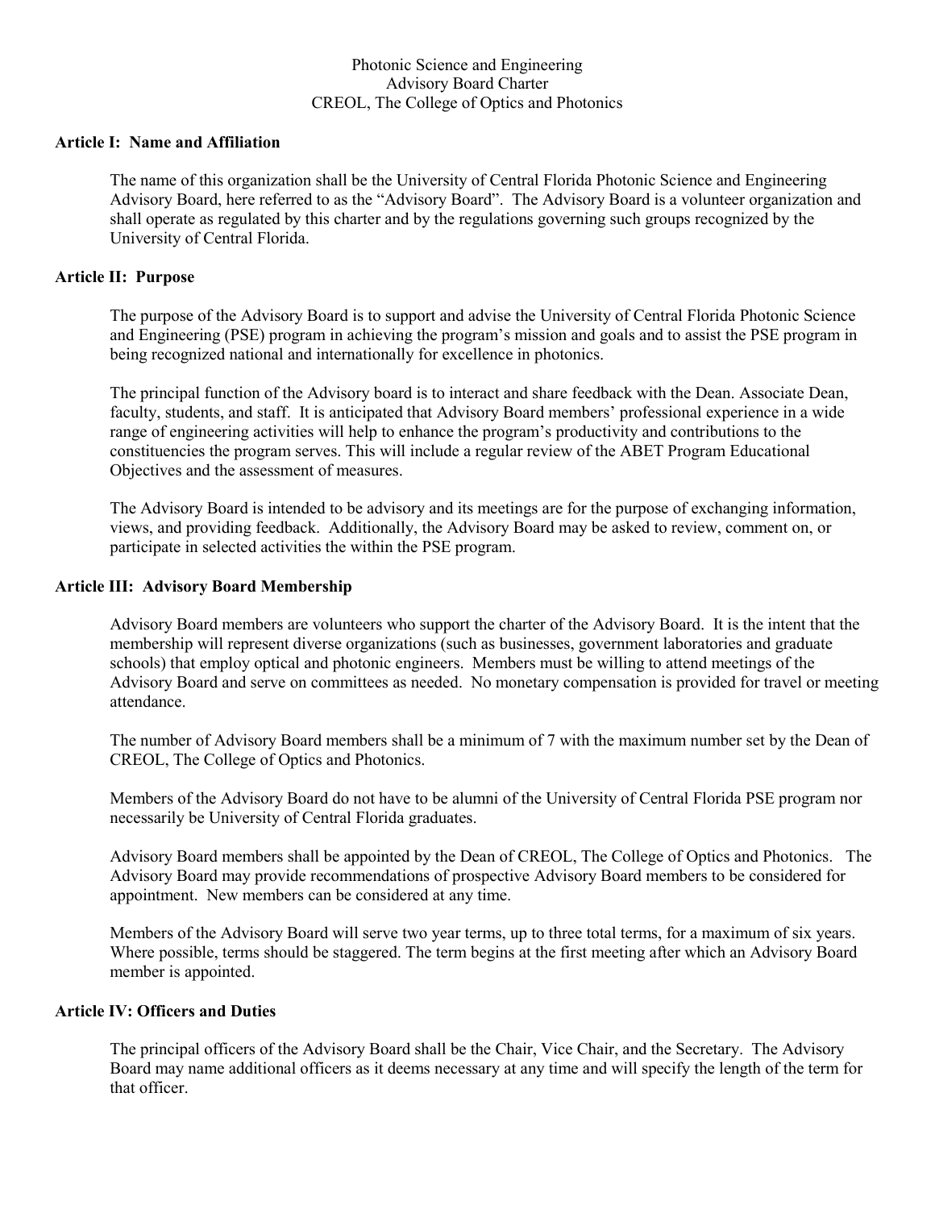# Photonic Science and Engineering
## Advisory Board Charter
## CREOL, The College of Optics and Photonics

### Article I: Name and Affiliation

The name of this organization shall be the University of Central Florida Photonic Science and Engineering Advisory Board, here referred to as the "Advisory Board". The Advisory Board is a volunteer organization and shall operate as regulated by this charter and by the regulations governing such groups recognized by the University of Central Florida.

### Article II: Purpose

The purpose of the Advisory Board is to support and advise the University of Central Florida Photonic Science and Engineering (PSE) program in achieving the program's mission and goals and to assist the PSE program in being recognized national and internationally for excellence in photonics.

The principal function of the Advisory board is to interact and share feedback with the Dean. Associate Dean, faculty, students, and staff. It is anticipated that Advisory Board members' professional experience in a wide range of engineering activities will help to enhance the program's productivity and contributions to the constituencies the program serves. This will include a regular review of the ABET Program Educational Objectives and the assessment of measures.

The Advisory Board is intended to be advisory and its meetings are for the purpose of exchanging information, views, and providing feedback. Additionally, the Advisory Board may be asked to review, comment on, or participate in selected activities the within the PSE program.

### Article III: Advisory Board Membership

Advisory Board members are volunteers who support the charter of the Advisory Board. It is the intent that the membership will represent diverse organizations (such as businesses, government laboratories and graduate schools) that employ optical and photonic engineers. Members must be willing to attend meetings of the Advisory Board and serve on committees as needed. No monetary compensation is provided for travel or meeting attendance.

The number of Advisory Board members shall be a minimum of 7 with the maximum number set by the Dean of CREOL, The College of Optics and Photonics.

Members of the Advisory Board do not have to be alumni of the University of Central Florida PSE program nor necessarily be University of Central Florida graduates.

Advisory Board members shall be appointed by the Dean of CREOL, The College of Optics and Photonics. The Advisory Board may provide recommendations of prospective Advisory Board members to be considered for appointment. New members can be considered at any time.

Members of the Advisory Board will serve two year terms, up to three total terms, for a maximum of six years. Where possible, terms should be staggered. The term begins at the first meeting after which an Advisory Board member is appointed.

### Article IV: Officers and Duties

The principal officers of the Advisory Board shall be the Chair, Vice Chair, and the Secretary. The Advisory Board may name additional officers as it deems necessary at any time and will specify the length of the term for that officer.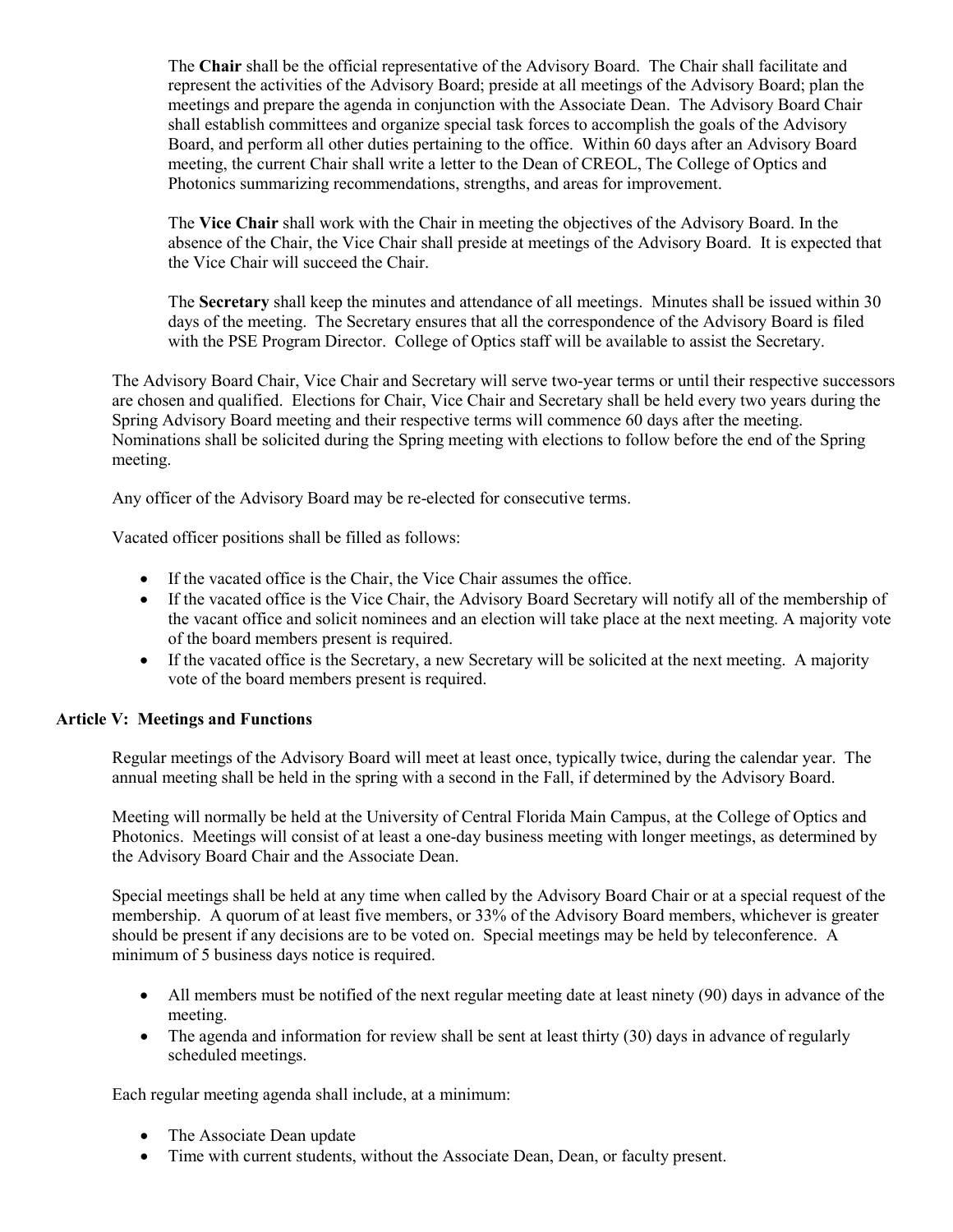The **Chair** shall be the official representative of the Advisory Board. The Chair shall facilitate and represent the activities of the Advisory Board; preside at all meetings of the Advisory Board; plan the meetings and prepare the agenda in conjunction with the Associate Dean. The Advisory Board Chair shall establish committees and organize special task forces to accomplish the goals of the Advisory Board, and perform all other duties pertaining to the office. Within 60 days after an Advisory Board meeting, the current Chair shall write a letter to the Dean of CREOL, The College of Optics and Photonics summarizing recommendations, strengths, and areas for improvement.

The **Vice Chair** shall work with the Chair in meeting the objectives of the Advisory Board. In the absence of the Chair, the Vice Chair shall preside at meetings of the Advisory Board. It is expected that the Vice Chair will succeed the Chair.

The **Secretary** shall keep the minutes and attendance of all meetings. Minutes shall be issued within 30 days of the meeting. The Secretary ensures that all the correspondence of the Advisory Board is filed with the PSE Program Director. College of Optics staff will be available to assist the Secretary.

The Advisory Board Chair, Vice Chair and Secretary will serve two-year terms or until their respective successors are chosen and qualified. Elections for Chair, Vice Chair and Secretary shall be held every two years during the Spring Advisory Board meeting and their respective terms will commence 60 days after the meeting. Nominations shall be solicited during the Spring meeting with elections to follow before the end of the Spring meeting.

Any officer of the Advisory Board may be re-elected for consecutive terms.

Vacated officer positions shall be filled as follows:

- If the vacated office is the Chair, the Vice Chair assumes the office.
- If the vacated office is the Vice Chair, the Advisory Board Secretary will notify all of the membership of the vacant office and solicit nominees and an election will take place at the next meeting. A majority vote of the board members present is required.
- If the vacated office is the Secretary, a new Secretary will be solicited at the next meeting. A majority vote of the board members present is required.

**Article V: Meetings and Functions**

Regular meetings of the Advisory Board will meet at least once, typically twice, during the calendar year. The annual meeting shall be held in the spring with a second in the Fall, if determined by the Advisory Board.

Meeting will normally be held at the University of Central Florida Main Campus, at the College of Optics and Photonics. Meetings will consist of at least a one-day business meeting with longer meetings, as determined by the Advisory Board Chair and the Associate Dean.

Special meetings shall be held at any time when called by the Advisory Board Chair or at a special request of the membership. A quorum of at least five members, or 33% of the Advisory Board members, whichever is greater should be present if any decisions are to be voted on. Special meetings may be held by teleconference. A minimum of 5 business days notice is required.

- All members must be notified of the next regular meeting date at least ninety (90) days in advance of the meeting.
- The agenda and information for review shall be sent at least thirty (30) days in advance of regularly scheduled meetings.

Each regular meeting agenda shall include, at a minimum:

- The Associate Dean update
- Time with current students, without the Associate Dean, Dean, or faculty present.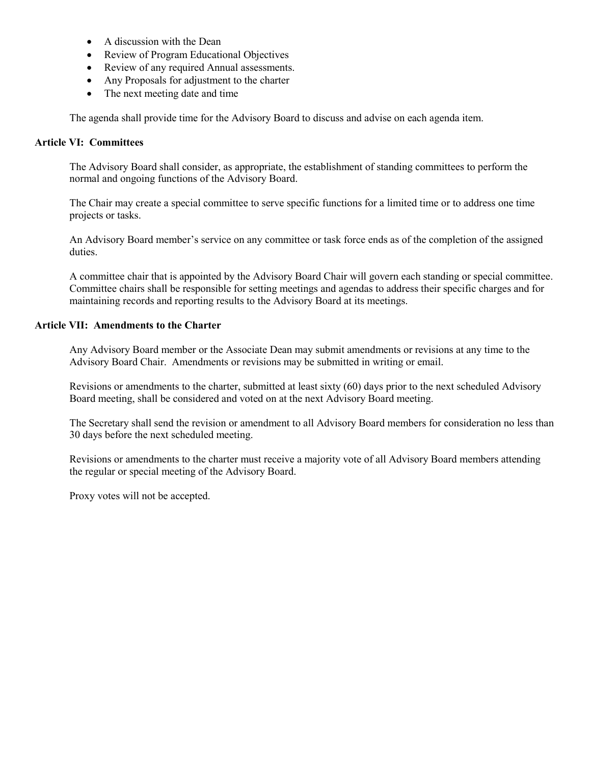- A discussion with the Dean
- Review of Program Educational Objectives
- Review of any required Annual assessments.
- Any Proposals for adjustment to the charter
- The next meeting date and time

The agenda shall provide time for the Advisory Board to discuss and advise on each agenda item.

**Article VI: Committees**

The Advisory Board shall consider, as appropriate, the establishment of standing committees to perform the normal and ongoing functions of the Advisory Board.

The Chair may create a special committee to serve specific functions for a limited time or to address one time projects or tasks.

An Advisory Board member's service on any committee or task force ends as of the completion of the assigned duties.

A committee chair that is appointed by the Advisory Board Chair will govern each standing or special committee. Committee chairs shall be responsible for setting meetings and agendas to address their specific charges and for maintaining records and reporting results to the Advisory Board at its meetings.

**Article VII: Amendments to the Charter**

Any Advisory Board member or the Associate Dean may submit amendments or revisions at any time to the Advisory Board Chair. Amendments or revisions may be submitted in writing or email.

Revisions or amendments to the charter, submitted at least sixty (60) days prior to the next scheduled Advisory Board meeting, shall be considered and voted on at the next Advisory Board meeting.

The Secretary shall send the revision or amendment to all Advisory Board members for consideration no less than 30 days before the next scheduled meeting.

Revisions or amendments to the charter must receive a majority vote of all Advisory Board members attending the regular or special meeting of the Advisory Board.

Proxy votes will not be accepted.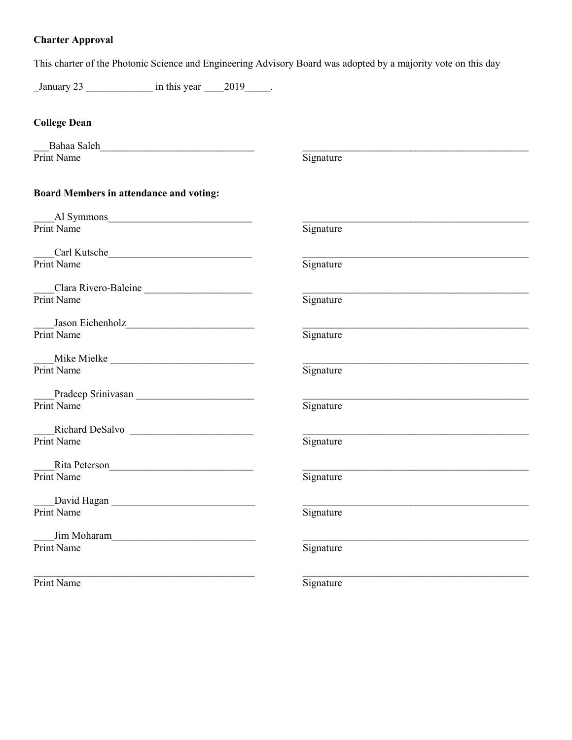**Charter Approval**

This charter of the Photonic Science and Engineering Advisory Board was adopted by a majority vote on this day

_January 23 _____________ in this year ____2019_____.

**College Dean**

___Bahaa Saleh______________________________ _____________________________________________
Print Name Signature

**Board Members in attendance and voting:**

____Al Symmons____________________________ _____________________________________________
Print Name Signature

____Carl Kutsche____________________________ _____________________________________________
Print Name Signature

____Clara Rivero-Baleine _____________________ _____________________________________________
Print Name Signature

____Jason Eichenholz_________________________ _____________________________________________
Print Name Signature

____Mike Mielke ____________________________ _____________________________________________
Print Name Signature

____Pradeep Srinivasan _______________________ _____________________________________________
Print Name Signature

____Richard DeSalvo ________________________ _____________________________________________
Print Name Signature

____Rita Peterson____________________________ _____________________________________________
Print Name Signature

____David Hagan ____________________________ _____________________________________________
Print Name Signature

____Jim Moharam___________________________ _____________________________________________
Print Name Signature

__________________________________________ _____________________________________________
Print Name Signature